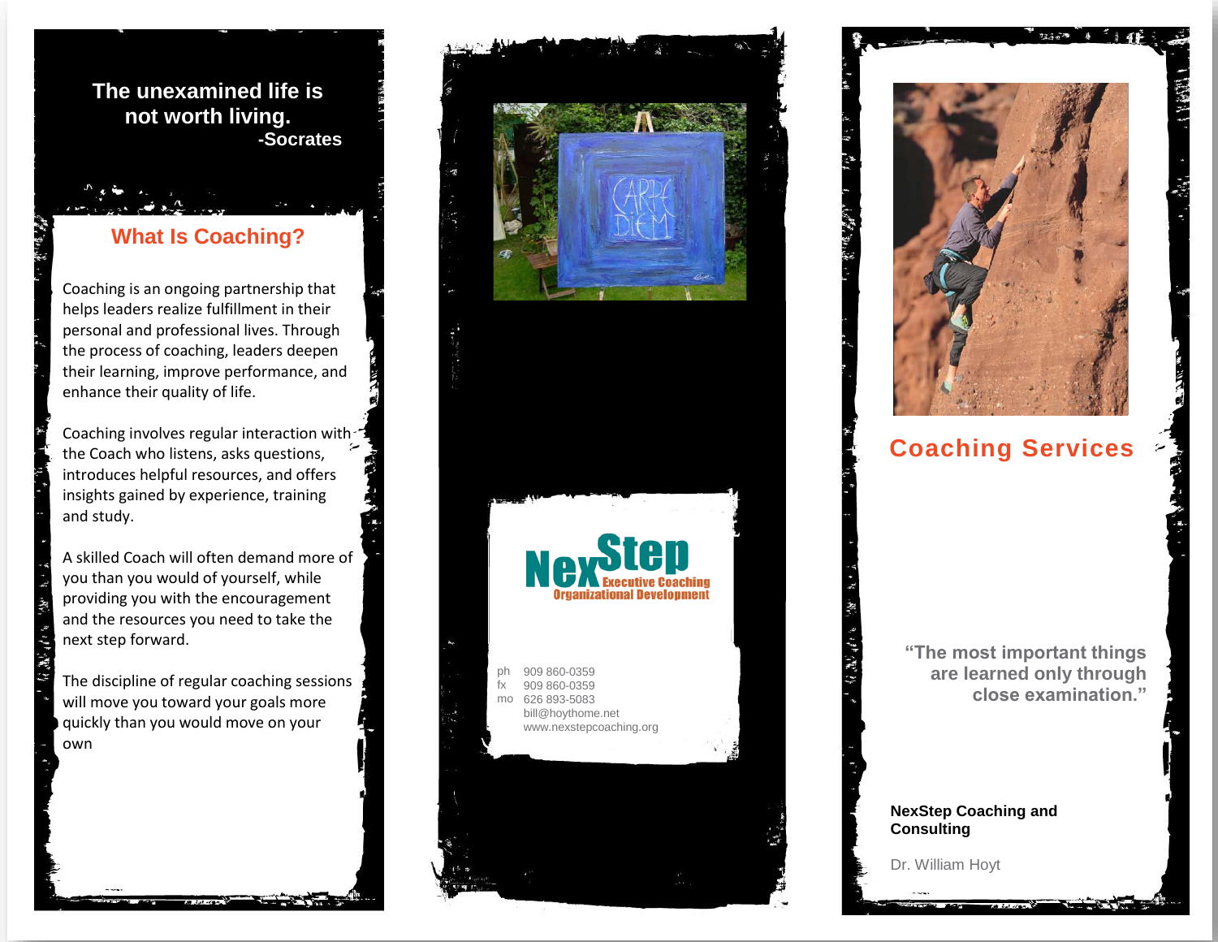**The unexamined life is not worth living.**
**-Socrates**

## What Is Coaching?

Coaching is an ongoing partnership that helps leaders realize fulfillment in their personal and professional lives. Through the process of coaching, leaders deepen their learning, improve performance, and enhance their quality of life.

Coaching involves regular interaction with the Coach who listens, asks questions, introduces helpful resources, and offers insights gained by experience, training and study.

A skilled Coach will often demand more of you than you would of yourself, while providing you with the encouragement and the resources you need to take the next step forward.

The discipline of regular coaching sessions will move you toward your goals more quickly than you would move on your own

**NexStep**
Executive Coaching
Organizational Development

ph 909 860-0359
fx 909 860-0359
mo 626 893-5083
bill@hoythome.net
www.nexstepcoaching.org

# Coaching Services

**"The most important things are learned only through close examination."**

**NexStep Coaching and Consulting**

Dr. William Hoyt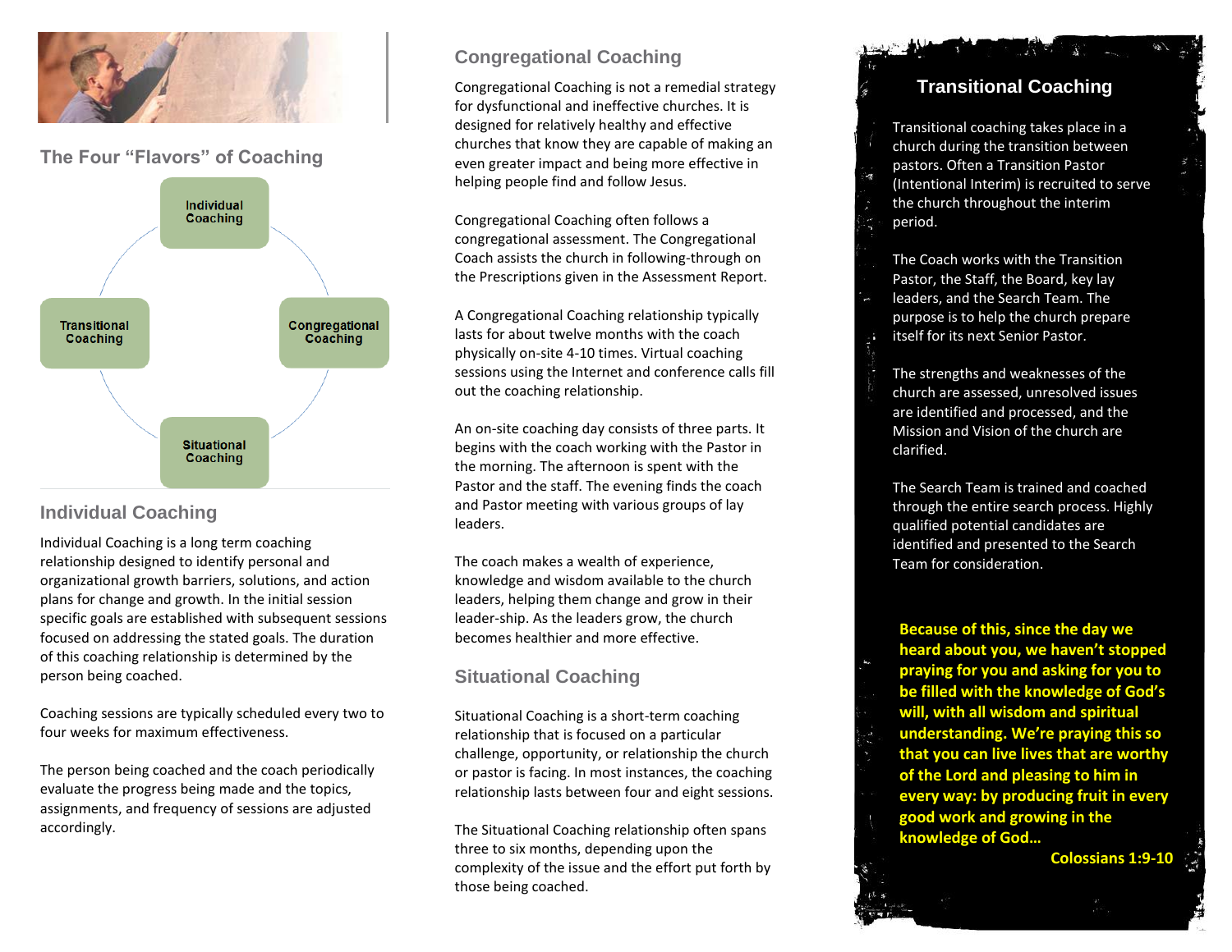## The Four "Flavors" of Coaching

Individual Coaching

Transitional Coaching

Congregational Coaching

Situational Coaching

## Individual Coaching

Individual Coaching is a long term coaching relationship designed to identify personal and organizational growth barriers, solutions, and action plans for change and growth. In the initial session specific goals are established with subsequent sessions focused on addressing the stated goals. The duration of this coaching relationship is determined by the person being coached.

Coaching sessions are typically scheduled every two to four weeks for maximum effectiveness.

The person being coached and the coach periodically evaluate the progress being made and the topics, assignments, and frequency of sessions are adjusted accordingly.

## Congregational Coaching

Congregational Coaching is not a remedial strategy for dysfunctional and ineffective churches. It is designed for relatively healthy and effective churches that know they are capable of making an even greater impact and being more effective in helping people find and follow Jesus.

Congregational Coaching often follows a congregational assessment. The Congregational Coach assists the church in following-through on the Prescriptions given in the Assessment Report.

A Congregational Coaching relationship typically lasts for about twelve months with the coach physically on-site 4-10 times. Virtual coaching sessions using the Internet and conference calls fill out the coaching relationship.

An on-site coaching day consists of three parts. It begins with the coach working with the Pastor in the morning. The afternoon is spent with the Pastor and the staff. The evening finds the coach and Pastor meeting with various groups of lay leaders.

The coach makes a wealth of experience, knowledge and wisdom available to the church leaders, helping them change and grow in their leader-ship. As the leaders grow, the church becomes healthier and more effective.

## Situational Coaching

Situational Coaching is a short-term coaching relationship that is focused on a particular challenge, opportunity, or relationship the church or pastor is facing. In most instances, the coaching relationship lasts between four and eight sessions.

The Situational Coaching relationship often spans three to six months, depending upon the complexity of the issue and the effort put forth by those being coached.

## Transitional Coaching

Transitional coaching takes place in a church during the transition between pastors. Often a Transition Pastor (Intentional Interim) is recruited to serve the church throughout the interim period.

The Coach works with the Transition Pastor, the Staff, the Board, key lay leaders, and the Search Team. The purpose is to help the church prepare itself for its next Senior Pastor.

The strengths and weaknesses of the church are assessed, unresolved issues are identified and processed, and the Mission and Vision of the church are clarified.

The Search Team is trained and coached through the entire search process. Highly qualified potential candidates are identified and presented to the Search Team for consideration.

**Because of this, since the day we heard about you, we haven't stopped praying for you and asking for you to be filled with the knowledge of God's will, with all wisdom and spiritual understanding. We're praying this so that you can live lives that are worthy of the Lord and pleasing to him in every way: by producing fruit in every good work and growing in the knowledge of God…**

**Colossians 1:9-10**